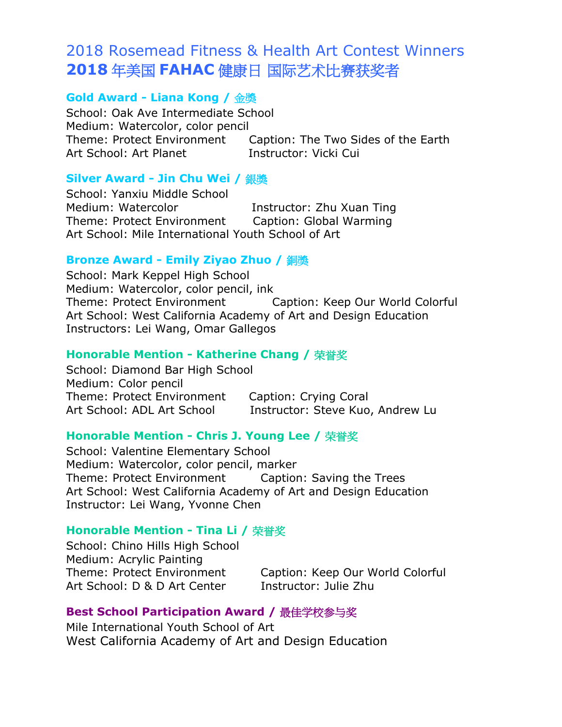# 2018 Rosemead Fitness & Health Art Contest Winners
# 2018 年美国 FAHAC 健康日 国际艺术比赛获奖者

### Gold Award - Liana Kong / 金獎

School: Oak Ave Intermediate School
Medium: Watercolor, color pencil
Theme: Protect Environment      Caption: The Two Sides of the Earth
Art School: Art Planet      Instructor: Vicki Cui

### Silver Award - Jin Chu Wei / 銀獎

School: Yanxiu Middle School
Medium: Watercolor      Instructor: Zhu Xuan Ting
Theme: Protect Environment      Caption: Global Warming
Art School: Mile International Youth School of Art

### Bronze Award - Emily Ziyao Zhuo / 銅獎

School: Mark Keppel High School
Medium: Watercolor, color pencil, ink
Theme: Protect Environment      Caption: Keep Our World Colorful
Art School: West California Academy of Art and Design Education
Instructors: Lei Wang, Omar Gallegos

### Honorable Mention - Katherine Chang / 荣誉奖

School: Diamond Bar High School
Medium: Color pencil
Theme: Protect Environment      Caption: Crying Coral
Art School: ADL Art School      Instructor: Steve Kuo, Andrew Lu

### Honorable Mention - Chris J. Young Lee / 荣誉奖

School: Valentine Elementary School
Medium: Watercolor, color pencil, marker
Theme: Protect Environment      Caption: Saving the Trees
Art School: West California Academy of Art and Design Education
Instructor: Lei Wang, Yvonne Chen

### Honorable Mention - Tina Li / 荣誉奖

School: Chino Hills High School
Medium: Acrylic Painting
Theme: Protect Environment      Caption: Keep Our World Colorful
Art School: D & D Art Center      Instructor: Julie Zhu

### Best School Participation Award / 最佳学校参与奖

Mile International Youth School of Art
West California Academy of Art and Design Education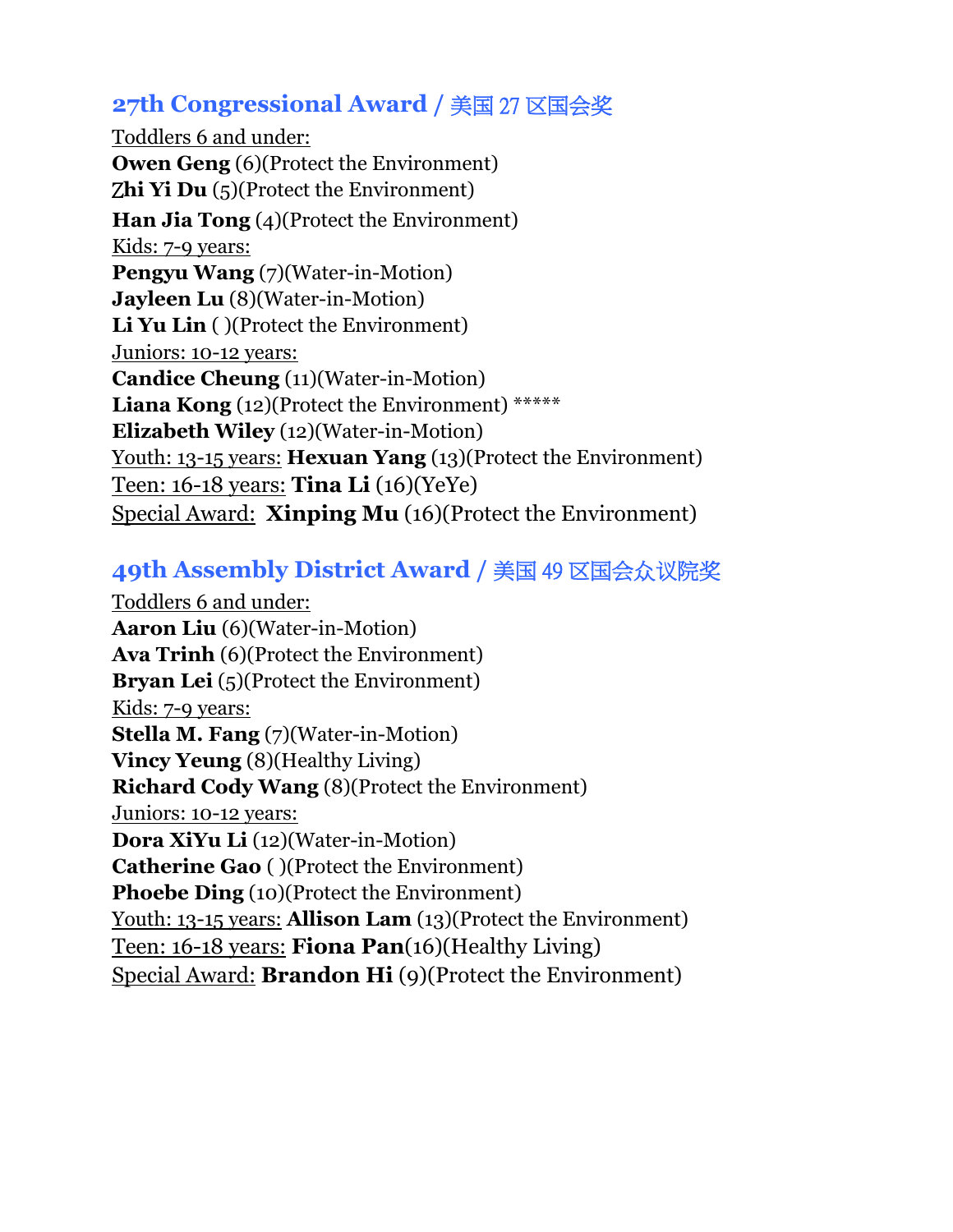## 27th Congressional Award / 美国 27 区国会奖

<u>Toddlers 6 and under:</u>
**Owen Geng** (6)(Protect the Environment)
**Zhi Yi Du** (5)(Protect the Environment)
**Han Jia Tong** (4)(Protect the Environment)
<u>Kids: 7-9 years:</u>
**Pengyu Wang** (7)(Water-in-Motion)
**Jayleen Lu** (8)(Water-in-Motion)
**Li Yu Lin** ( )(Protect the Environment)
<u>Juniors: 10-12 years:</u>
**Candice Cheung** (11)(Water-in-Motion)
**Liana Kong** (12)(Protect the Environment) *****
**Elizabeth Wiley** (12)(Water-in-Motion)
<u>Youth: 13-15 years:</u> **Hexuan Yang** (13)(Protect the Environment)
<u>Teen: 16-18 years:</u> **Tina Li** (16)(YeYe)
<u>Special Award:</u> **Xinping Mu** (16)(Protect the Environment)

## 49th Assembly District Award / 美国 49 区国会众议院奖

<u>Toddlers 6 and under:</u>
**Aaron Liu** (6)(Water-in-Motion)
**Ava Trinh** (6)(Protect the Environment)
**Bryan Lei** (5)(Protect the Environment)
<u>Kids: 7-9 years:</u>
**Stella M. Fang** (7)(Water-in-Motion)
**Vincy Yeung** (8)(Healthy Living)
**Richard Cody Wang** (8)(Protect the Environment)
<u>Juniors: 10-12 years:</u>
**Dora XiYu Li** (12)(Water-in-Motion)
**Catherine Gao** ( )(Protect the Environment)
**Phoebe Ding** (10)(Protect the Environment)
<u>Youth: 13-15 years:</u> **Allison Lam** (13)(Protect the Environment)
<u>Teen: 16-18 years:</u> **Fiona Pan**(16)(Healthy Living)
<u>Special Award:</u> **Brandon Hi** (9)(Protect the Environment)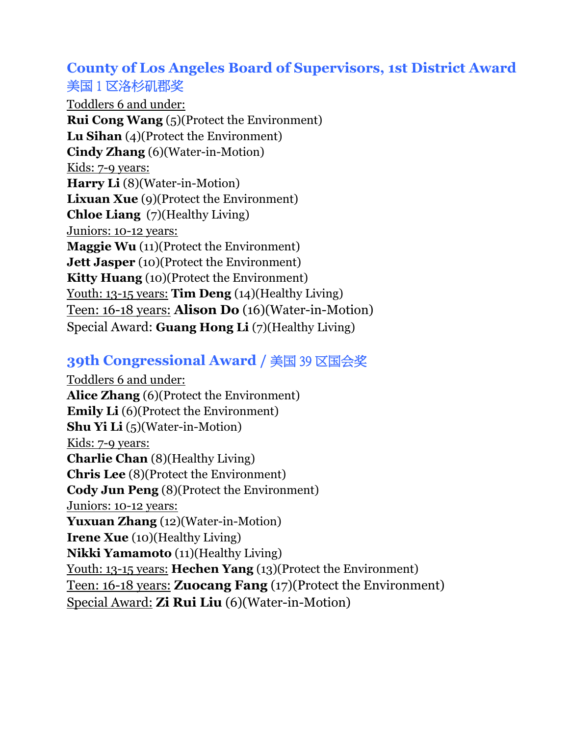## County of Los Angeles Board of Supervisors, 1st District Award 美国 1 区洛杉矶郡奖

Toddlers 6 and under:
**Rui Cong Wang** (5)(Protect the Environment)
**Lu Sihan** (4)(Protect the Environment)
**Cindy Zhang** (6)(Water-in-Motion)
Kids: 7-9 years:
**Harry Li** (8)(Water-in-Motion)
**Lixuan Xue** (9)(Protect the Environment)
**Chloe Liang** (7)(Healthy Living)
Juniors: 10-12 years:
**Maggie Wu** (11)(Protect the Environment)
**Jett Jasper** (10)(Protect the Environment)
**Kitty Huang** (10)(Protect the Environment)
Youth: 13-15 years: **Tim Deng** (14)(Healthy Living)
Teen: 16-18 years: **Alison Do** (16)(Water-in-Motion)
Special Award: **Guang Hong Li** (7)(Healthy Living)

## 39th Congressional Award / 美国 39 区国会奖

Toddlers 6 and under:
**Alice Zhang** (6)(Protect the Environment)
**Emily Li** (6)(Protect the Environment)
**Shu Yi Li** (5)(Water-in-Motion)
Kids: 7-9 years:
**Charlie Chan** (8)(Healthy Living)
**Chris Lee** (8)(Protect the Environment)
**Cody Jun Peng** (8)(Protect the Environment)
Juniors: 10-12 years:
**Yuxuan Zhang** (12)(Water-in-Motion)
**Irene Xue** (10)(Healthy Living)
**Nikki Yamamoto** (11)(Healthy Living)
Youth: 13-15 years: **Hechen Yang** (13)(Protect the Environment)
Teen: 16-18 years: **Zuocang Fang** (17)(Protect the Environment)
Special Award: **Zi Rui Liu** (6)(Water-in-Motion)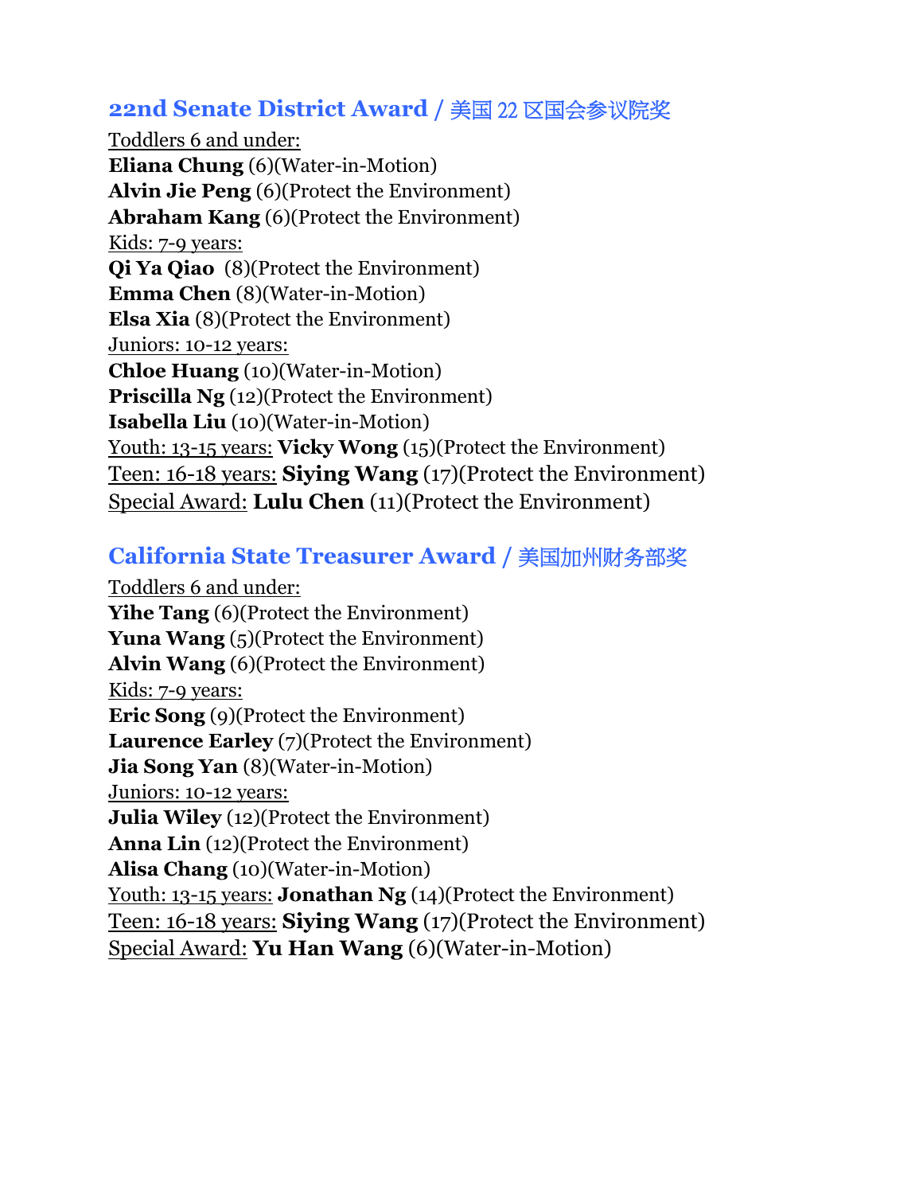## 22nd Senate District Award / 美国 22 区国会参议院奖

Toddlers 6 and under:
**Eliana Chung** (6)(Water-in-Motion)
**Alvin Jie Peng** (6)(Protect the Environment)
**Abraham Kang** (6)(Protect the Environment)
Kids: 7-9 years:
**Qi Ya Qiao** (8)(Protect the Environment)
**Emma Chen** (8)(Water-in-Motion)
**Elsa Xia** (8)(Protect the Environment)
Juniors: 10-12 years:
**Chloe Huang** (10)(Water-in-Motion)
**Priscilla Ng** (12)(Protect the Environment)
**Isabella Liu** (10)(Water-in-Motion)
Youth: 13-15 years: **Vicky Wong** (15)(Protect the Environment)
Teen: 16-18 years: **Siying Wang** (17)(Protect the Environment)
Special Award: **Lulu Chen** (11)(Protect the Environment)

## California State Treasurer Award / 美国加州财务部奖

Toddlers 6 and under:
**Yihe Tang** (6)(Protect the Environment)
**Yuna Wang** (5)(Protect the Environment)
**Alvin Wang** (6)(Protect the Environment)
Kids: 7-9 years:
**Eric Song** (9)(Protect the Environment)
**Laurence Earley** (7)(Protect the Environment)
**Jia Song Yan** (8)(Water-in-Motion)
Juniors: 10-12 years:
**Julia Wiley** (12)(Protect the Environment)
**Anna Lin** (12)(Protect the Environment)
**Alisa Chang** (10)(Water-in-Motion)
Youth: 13-15 years: **Jonathan Ng** (14)(Protect the Environment)
Teen: 16-18 years: **Siying Wang** (17)(Protect the Environment)
Special Award: **Yu Han Wang** (6)(Water-in-Motion)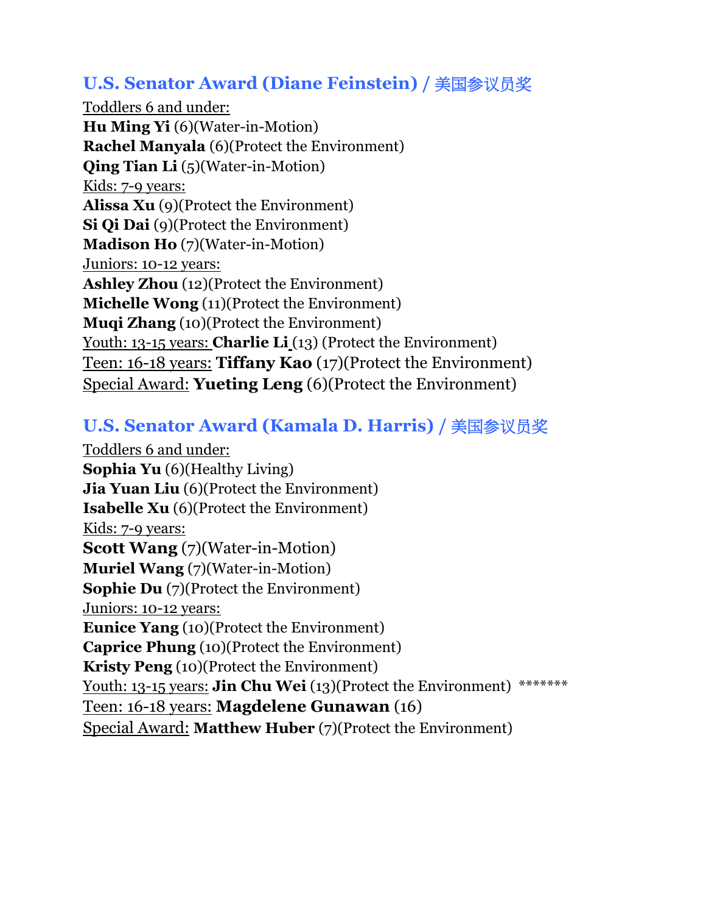## U.S. Senator Award (Diane Feinstein) / 美国参议员奖

Toddlers 6 and under:
**Hu Ming Yi** (6)(Water-in-Motion)
**Rachel Manyala** (6)(Protect the Environment)
**Qing Tian Li** (5)(Water-in-Motion)
Kids: 7-9 years:
**Alissa Xu** (9)(Protect the Environment)
**Si Qi Dai** (9)(Protect the Environment)
**Madison Ho** (7)(Water-in-Motion)
Juniors: 10-12 years:
**Ashley Zhou** (12)(Protect the Environment)
**Michelle Wong** (11)(Protect the Environment)
**Muqi Zhang** (10)(Protect the Environment)
Youth: 13-15 years: **Charlie Li** (13) (Protect the Environment)
Teen: 16-18 years: **Tiffany Kao** (17)(Protect the Environment)
Special Award: **Yueting Leng** (6)(Protect the Environment)

## U.S. Senator Award (Kamala D. Harris) / 美国参议员奖

Toddlers 6 and under:
**Sophia Yu** (6)(Healthy Living)
**Jia Yuan Liu** (6)(Protect the Environment)
**Isabelle Xu** (6)(Protect the Environment)
Kids: 7-9 years:
**Scott Wang** (7)(Water-in-Motion)
**Muriel Wang** (7)(Water-in-Motion)
**Sophie Du** (7)(Protect the Environment)
Juniors: 10-12 years:
**Eunice Yang** (10)(Protect the Environment)
**Caprice Phung** (10)(Protect the Environment)
**Kristy Peng** (10)(Protect the Environment)
Youth: 13-15 years: **Jin Chu Wei** (13)(Protect the Environment) *******
Teen: 16-18 years: **Magdelene Gunawan** (16)
Special Award: **Matthew Huber** (7)(Protect the Environment)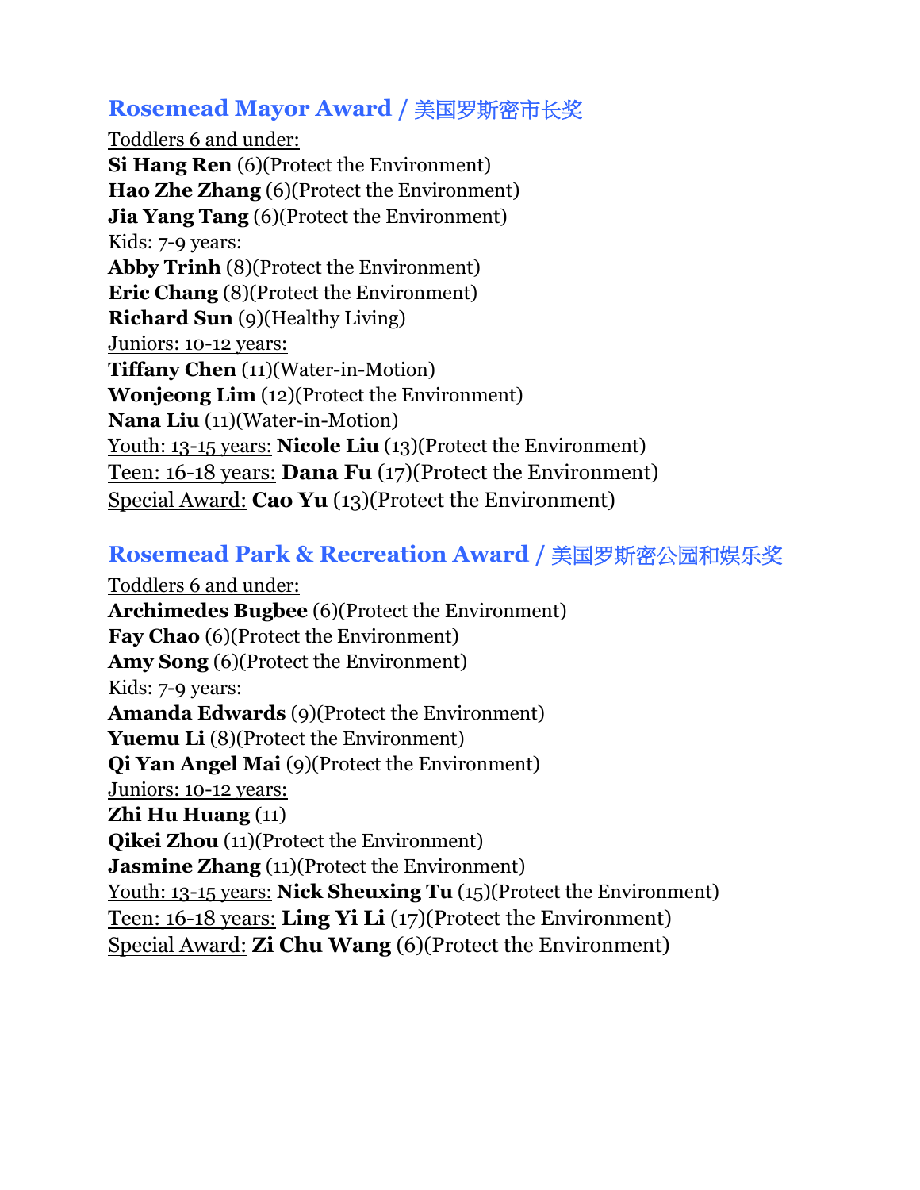## Rosemead Mayor Award / 美国罗斯密市长奖

Toddlers 6 and under:
**Si Hang Ren** (6)(Protect the Environment)
**Hao Zhe Zhang** (6)(Protect the Environment)
**Jia Yang Tang** (6)(Protect the Environment)
Kids: 7-9 years:
**Abby Trinh** (8)(Protect the Environment)
**Eric Chang** (8)(Protect the Environment)
**Richard Sun** (9)(Healthy Living)
Juniors: 10-12 years:
**Tiffany Chen** (11)(Water-in-Motion)
**Wonjeong Lim** (12)(Protect the Environment)
**Nana Liu** (11)(Water-in-Motion)
Youth: 13-15 years: **Nicole Liu** (13)(Protect the Environment)
Teen: 16-18 years: **Dana Fu** (17)(Protect the Environment)
Special Award: **Cao Yu** (13)(Protect the Environment)

## Rosemead Park & Recreation Award / 美国罗斯密公园和娱乐奖

Toddlers 6 and under:
**Archimedes Bugbee** (6)(Protect the Environment)
**Fay Chao** (6)(Protect the Environment)
**Amy Song** (6)(Protect the Environment)
Kids: 7-9 years:
**Amanda Edwards** (9)(Protect the Environment)
**Yuemu Li** (8)(Protect the Environment)
**Qi Yan Angel Mai** (9)(Protect the Environment)
Juniors: 10-12 years:
**Zhi Hu Huang** (11)
**Qikei Zhou** (11)(Protect the Environment)
**Jasmine Zhang** (11)(Protect the Environment)
Youth: 13-15 years: **Nick Sheuxing Tu** (15)(Protect the Environment)
Teen: 16-18 years: **Ling Yi Li** (17)(Protect the Environment)
Special Award: **Zi Chu Wang** (6)(Protect the Environment)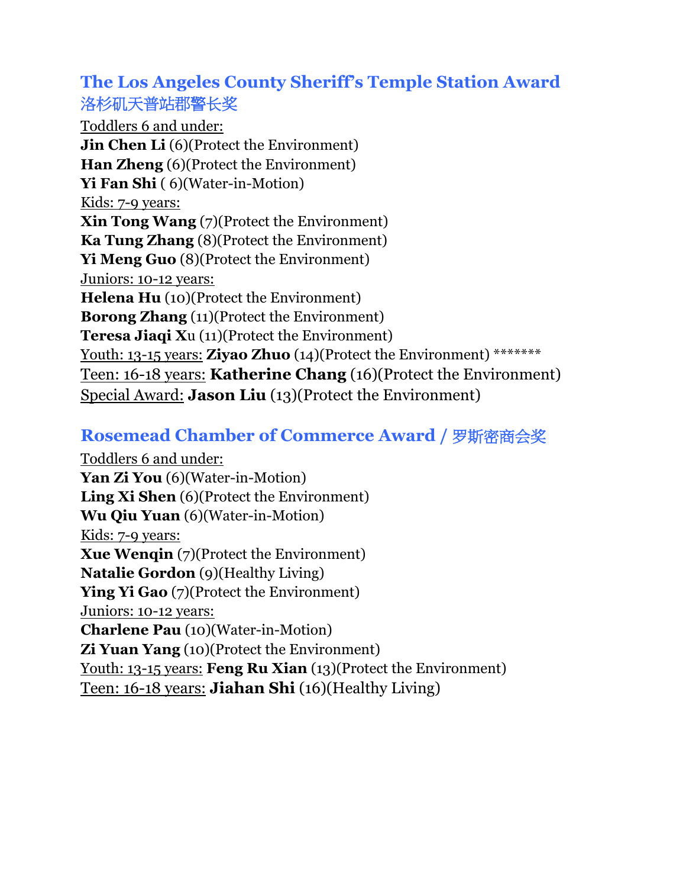## The Los Angeles County Sheriff's Temple Station Award
## 洛杉矶天普站郡警长奖

Toddlers 6 and under:
**Jin Chen Li** (6)(Protect the Environment)
**Han Zheng** (6)(Protect the Environment)
**Yi Fan Shi** ( 6)(Water-in-Motion)
Kids: 7-9 years:
**Xin Tong Wang** (7)(Protect the Environment)
**Ka Tung Zhang** (8)(Protect the Environment)
**Yi Meng Guo** (8)(Protect the Environment)
Juniors: 10-12 years:
**Helena Hu** (10)(Protect the Environment)
**Borong Zhang** (11)(Protect the Environment)
**Teresa Jiaqi X**u (11)(Protect the Environment)
Youth: 13-15 years: **Ziyao Zhuo** (14)(Protect the Environment) *******
Teen: 16-18 years: **Katherine Chang** (16)(Protect the Environment)
Special Award: **Jason Liu** (13)(Protect the Environment)

## Rosemead Chamber of Commerce Award / 罗斯密商会奖

Toddlers 6 and under:
**Yan Zi You** (6)(Water-in-Motion)
**Ling Xi Shen** (6)(Protect the Environment)
**Wu Qiu Yuan** (6)(Water-in-Motion)
Kids: 7-9 years:
**Xue Wenqin** (7)(Protect the Environment)
**Natalie Gordon** (9)(Healthy Living)
**Ying Yi Gao** (7)(Protect the Environment)
Juniors: 10-12 years:
**Charlene Pau** (10)(Water-in-Motion)
**Zi Yuan Yang** (10)(Protect the Environment)
Youth: 13-15 years: **Feng Ru Xian** (13)(Protect the Environment)
Teen: 16-18 years: **Jiahan Shi** (16)(Healthy Living)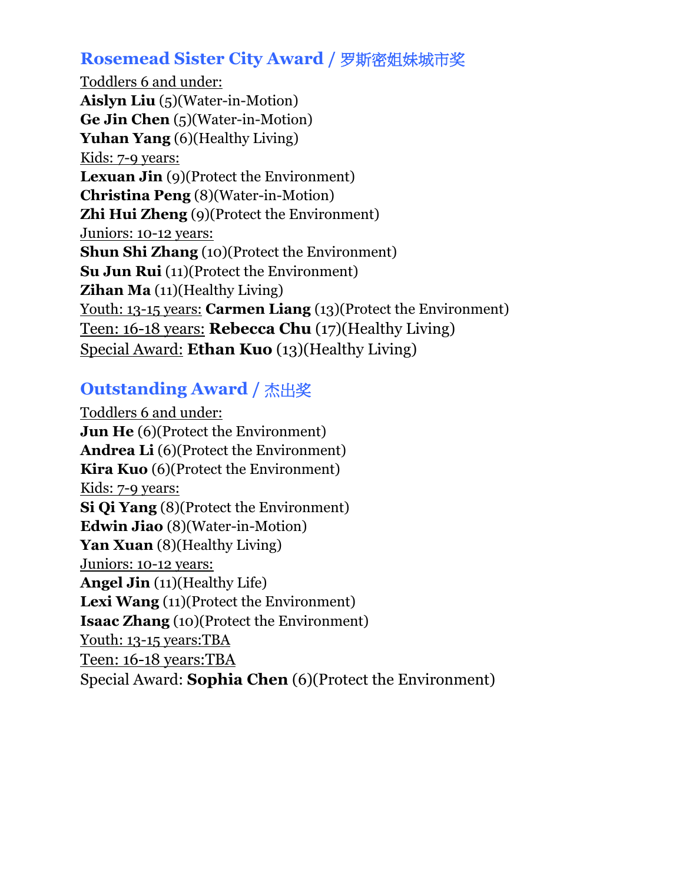## Rosemead Sister City Award / 罗斯密姐妹城市奖

Toddlers 6 and under:
**Aislyn Liu** (5)(Water-in-Motion)
**Ge Jin Chen** (5)(Water-in-Motion)
**Yuhan Yang** (6)(Healthy Living)
Kids: 7-9 years:
**Lexuan Jin** (9)(Protect the Environment)
**Christina Peng** (8)(Water-in-Motion)
**Zhi Hui Zheng** (9)(Protect the Environment)
Juniors: 10-12 years:
**Shun Shi Zhang** (10)(Protect the Environment)
**Su Jun Rui** (11)(Protect the Environment)
**Zihan Ma** (11)(Healthy Living)
Youth: 13-15 years: **Carmen Liang** (13)(Protect the Environment)
Teen: 16-18 years: **Rebecca Chu** (17)(Healthy Living)
Special Award: **Ethan Kuo** (13)(Healthy Living)

## Outstanding Award / 杰出奖

Toddlers 6 and under:
**Jun He** (6)(Protect the Environment)
**Andrea Li** (6)(Protect the Environment)
**Kira Kuo** (6)(Protect the Environment)
Kids: 7-9 years:
**Si Qi Yang** (8)(Protect the Environment)
**Edwin Jiao** (8)(Water-in-Motion)
**Yan Xuan** (8)(Healthy Living)
Juniors: 10-12 years:
**Angel Jin** (11)(Healthy Life)
**Lexi Wang** (11)(Protect the Environment)
**Isaac Zhang** (10)(Protect the Environment)
Youth: 13-15 years:TBA
Teen: 16-18 years:TBA
Special Award: **Sophia Chen** (6)(Protect the Environment)